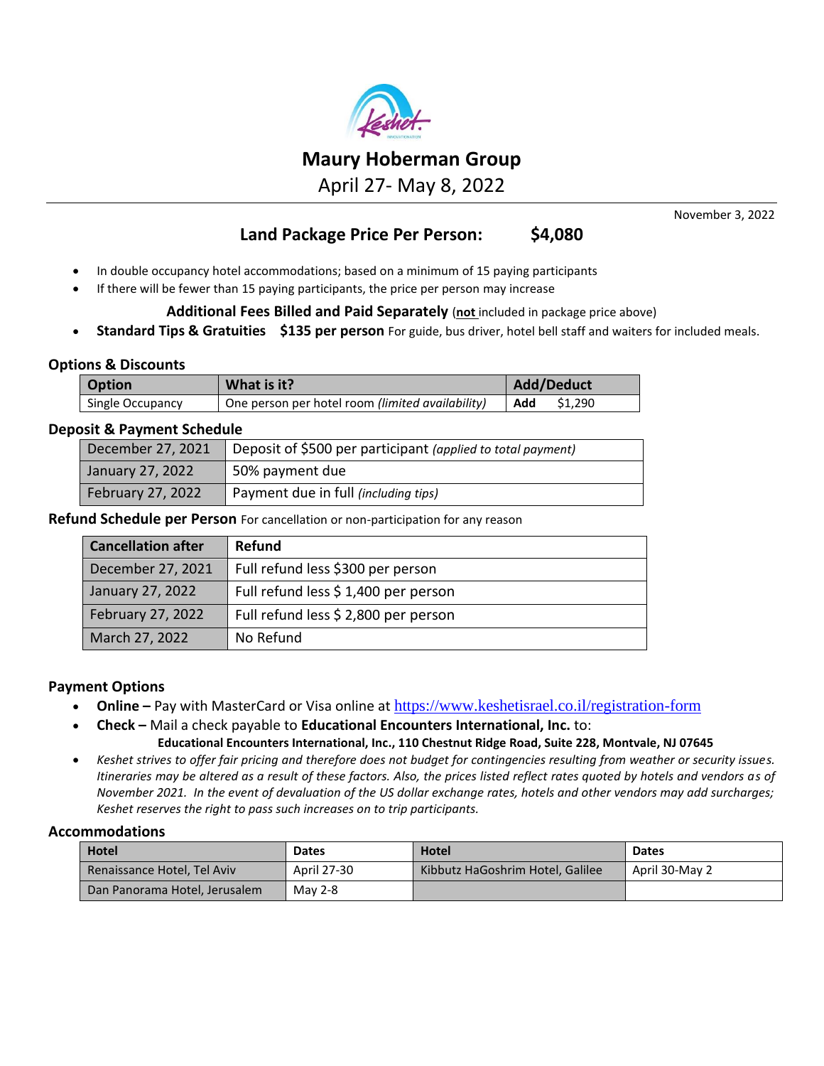# Maury Hoberman Group

April 27- May 8, 2022

November 3, 2022

## Land Package Price Per Person: $4,080

- In double occupancy hotel accommodations; based on a minimum of 15 paying participants
- If there will be fewer than 15 paying participants, the price per person may increase

**Additional Fees Billed and Paid Separately** (**not** included in package price above)

- **Standard Tips & Gratuities $135 per person** For guide, bus driver, hotel bell staff and waiters for included meals.

### Options & Discounts

| Option | What is it? | Add/Deduct |
|---|---|---|
| Single Occupancy | One person per hotel room *(limited availability)* | **Add** $1,290 |

### Deposit & Payment Schedule

| | |
|---|---|
| December 27, 2021 | Deposit of $500 per participant *(applied to total payment)* |
| January 27, 2022 | 50% payment due |
| February 27, 2022 | Payment due in full *(including tips)* |

### Refund Schedule per Person

For cancellation or non-participation for any reason

| Cancellation after | Refund |
|---|---|
| December 27, 2021 | Full refund less $300 per person |
| January 27, 2022 | Full refund less $ 1,400 per person |
| February 27, 2022 | Full refund less $ 2,800 per person |
| March 27, 2022 | No Refund |

### Payment Options

- **Online –** Pay with MasterCard or Visa online at https://www.keshetisrael.co.il/registration-form
- **Check –** Mail a check payable to **Educational Encounters International, Inc.** to:
  **Educational Encounters International, Inc., 110 Chestnut Ridge Road, Suite 228, Montvale, NJ 07645**
- *Keshet strives to offer fair pricing and therefore does not budget for contingencies resulting from weather or security issues. Itineraries may be altered as a result of these factors. Also, the prices listed reflect rates quoted by hotels and vendors as of November 2021. In the event of devaluation of the US dollar exchange rates, hotels and other vendors may add surcharges; Keshet reserves the right to pass such increases on to trip participants.*

### Accommodations

| Hotel | Dates | Hotel | Dates |
|---|---|---|---|
| Renaissance Hotel, Tel Aviv | April 27-30 | Kibbutz HaGoshrim Hotel, Galilee | April 30-May 2 |
| Dan Panorama Hotel, Jerusalem | May 2-8 | | |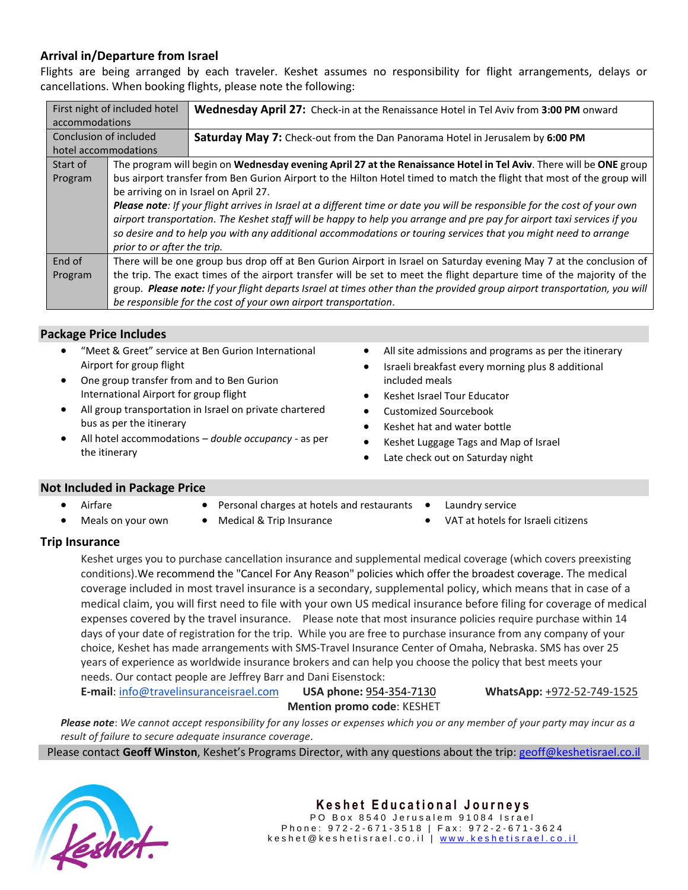## Arrival in/Departure from Israel

Flights are being arranged by each traveler. Keshet assumes no responsibility for flight arrangements, delays or cancellations. When booking flights, please note the following:

| | |
|---|---|
| First night of included hotel accommodations | **Wednesday April 27:** Check-in at the Renaissance Hotel in Tel Aviv from **3:00 PM** onward |
| Conclusion of included hotel accommodations | **Saturday May 7:** Check-out from the Dan Panorama Hotel in Jerusalem by **6:00 PM** |
| Start of Program | The program will begin on **Wednesday evening April 27 at the Renaissance Hotel in Tel Aviv**. There will be **ONE** group bus airport transfer from Ben Gurion Airport to the Hilton Hotel timed to match the flight that most of the group will be arriving on in Israel on April 27. ***Please note****: If your flight arrives in Israel at a different time or date you will be responsible for the cost of your own airport transportation. The Keshet staff will be happy to help you arrange and pre pay for airport taxi services if you so desire and to help you with any additional accommodations or touring services that you might need to arrange prior to or after the trip.* |
| End of Program | There will be one group bus drop off at Ben Gurion Airport in Israel on Saturday evening May 7 at the conclusion of the trip. The exact times of the airport transfer will be set to meet the flight departure time of the majority of the group. ***Please note:*** *If your flight departs Israel at times other than the provided group airport transportation, you will be responsible for the cost of your own airport transportation.* |

## Package Price Includes

- "Meet & Greet" service at Ben Gurion International Airport for group flight
- One group transfer from and to Ben Gurion International Airport for group flight
- All group transportation in Israel on private chartered bus as per the itinerary
- All hotel accommodations – *double occupancy* - as per the itinerary
- All site admissions and programs as per the itinerary
- Israeli breakfast every morning plus 8 additional included meals
- Keshet Israel Tour Educator
- Customized Sourcebook
- Keshet hat and water bottle
- Keshet Luggage Tags and Map of Israel
- Late check out on Saturday night

## Not Included in Package Price

- Airfare
- Meals on your own
- Personal charges at hotels and restaurants
- Medical & Trip Insurance
- Laundry service
- VAT at hotels for Israeli citizens

## Trip Insurance

Keshet urges you to purchase cancellation insurance and supplemental medical coverage (which covers preexisting conditions).We recommend the "Cancel For Any Reason" policies which offer the broadest coverage. The medical coverage included in most travel insurance is a secondary, supplemental policy, which means that in case of a medical claim, you will first need to file with your own US medical insurance before filing for coverage of medical expenses covered by the travel insurance. Please note that most insurance policies require purchase within 14 days of your date of registration for the trip. While you are free to purchase insurance from any company of your choice, Keshet has made arrangements with SMS-Travel Insurance Center of Omaha, Nebraska. SMS has over 25 years of experience as worldwide insurance brokers and can help you choose the policy that best meets your needs. Our contact people are Jeffrey Barr and Dani Eisenstock:

**E-mail**: info@travelinsuranceisrael.com **USA phone:** 954-354-7130 **WhatsApp:** +972-52-749-1525

**Mention promo code**: KESHET

***Please note****: We cannot accept responsibility for any losses or expenses which you or any member of your party may incur as a result of failure to secure adequate insurance coverage*.

Please contact **Geoff Winston**, Keshet's Programs Director, with any questions about the trip: geoff@keshetisrael.co.il

**Keshet Educational Journeys**
PO Box 8540 Jerusalem 91084 Israel
Phone: 972-2-671-3518 | Fax: 972-2-671-3624
keshet@keshetisrael.co.il | www.keshetisrael.co.il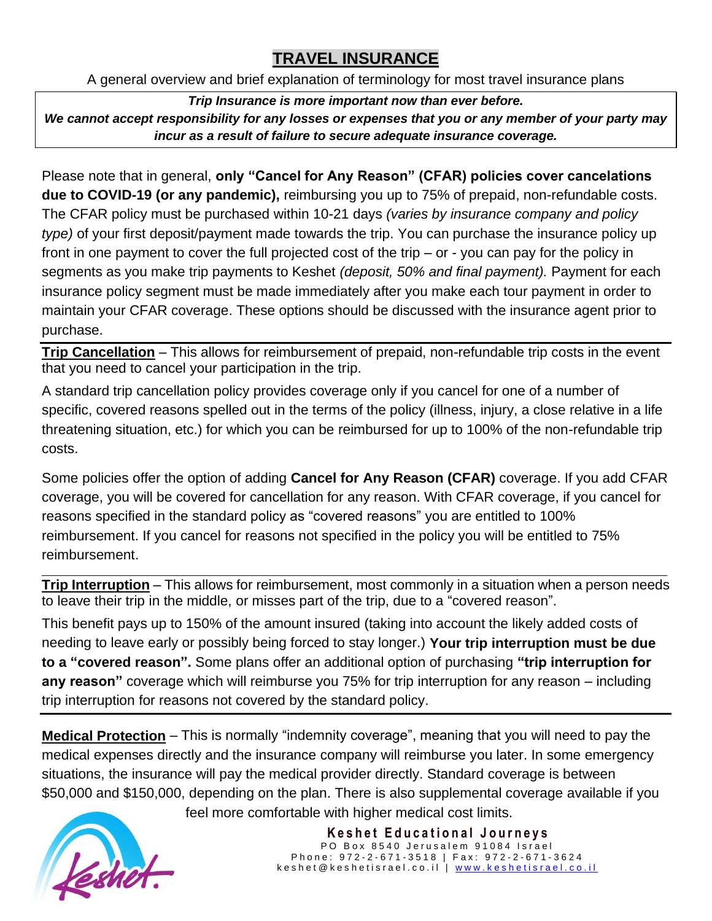# TRAVEL INSURANCE

A general overview and brief explanation of terminology for most travel insurance plans

***Trip Insurance is more important now than ever before.***
***We cannot accept responsibility for any losses or expenses that you or any member of your party may incur as a result of failure to secure adequate insurance coverage.***

Please note that in general, **only "Cancel for Any Reason" (CFAR) policies cover cancelations due to COVID-19 (or any pandemic),** reimbursing you up to 75% of prepaid, non-refundable costs. The CFAR policy must be purchased within 10-21 days *(varies by insurance company and policy type)* of your first deposit/payment made towards the trip. You can purchase the insurance policy up front in one payment to cover the full projected cost of the trip – or - you can pay for the policy in segments as you make trip payments to Keshet *(deposit, 50% and final payment).* Payment for each insurance policy segment must be made immediately after you make each tour payment in order to maintain your CFAR coverage. These options should be discussed with the insurance agent prior to purchase.

**Trip Cancellation** – This allows for reimbursement of prepaid, non-refundable trip costs in the event that you need to cancel your participation in the trip.

A standard trip cancellation policy provides coverage only if you cancel for one of a number of specific, covered reasons spelled out in the terms of the policy (illness, injury, a close relative in a life threatening situation, etc.) for which you can be reimbursed for up to 100% of the non-refundable trip costs.

Some policies offer the option of adding **Cancel for Any Reason (CFAR)** coverage. If you add CFAR coverage, you will be covered for cancellation for any reason. With CFAR coverage, if you cancel for reasons specified in the standard policy as "covered reasons" you are entitled to 100% reimbursement. If you cancel for reasons not specified in the policy you will be entitled to 75% reimbursement.

**Trip Interruption** – This allows for reimbursement, most commonly in a situation when a person needs to leave their trip in the middle, or misses part of the trip, due to a "covered reason".

This benefit pays up to 150% of the amount insured (taking into account the likely added costs of needing to leave early or possibly being forced to stay longer.) **Your trip interruption must be due to a "covered reason".** Some plans offer an additional option of purchasing **"trip interruption for any reason"** coverage which will reimburse you 75% for trip interruption for any reason – including trip interruption for reasons not covered by the standard policy.

**Medical Protection** – This is normally "indemnity coverage", meaning that you will need to pay the medical expenses directly and the insurance company will reimburse you later. In some emergency situations, the insurance will pay the medical provider directly. Standard coverage is between $50,000 and $150,000, depending on the plan. There is also supplemental coverage available if you feel more comfortable with higher medical cost limits.

**Keshet Educational Journeys**
PO Box 8540 Jerusalem 91084 Israel
Phone: 972-2-671-3518 | Fax: 972-2-671-3624
keshet@keshetisrael.co.il | www.keshetisrael.co.il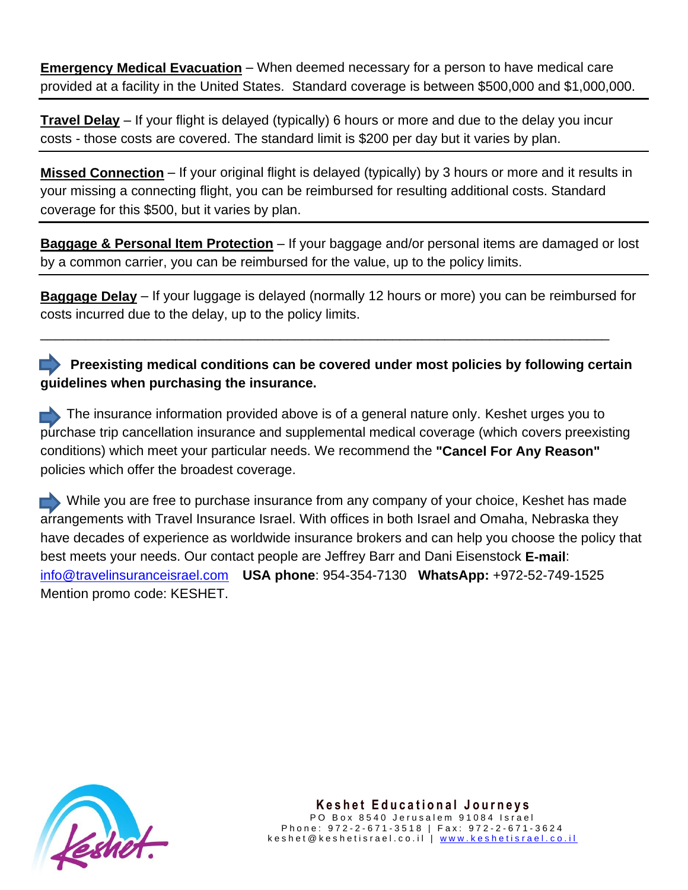**Emergency Medical Evacuation** – When deemed necessary for a person to have medical care provided at a facility in the United States. Standard coverage is between $500,000 and $1,000,000.

---

**Travel Delay** – If your flight is delayed (typically) 6 hours or more and due to the delay you incur costs - those costs are covered. The standard limit is $200 per day but it varies by plan.

---

**Missed Connection** – If your original flight is delayed (typically) by 3 hours or more and it results in your missing a connecting flight, you can be reimbursed for resulting additional costs. Standard coverage for this $500, but it varies by plan.

---

**Baggage & Personal Item Protection** – If your baggage and/or personal items are damaged or lost by a common carrier, you can be reimbursed for the value, up to the policy limits.

---

**Baggage Delay** – If your luggage is delayed (normally 12 hours or more) you can be reimbursed for costs incurred due to the delay, up to the policy limits.

---

**Preexisting medical conditions can be covered under most policies by following certain guidelines when purchasing the insurance.**

The insurance information provided above is of a general nature only. Keshet urges you to purchase trip cancellation insurance and supplemental medical coverage (which covers preexisting conditions) which meet your particular needs. We recommend the **"Cancel For Any Reason"** policies which offer the broadest coverage.

While you are free to purchase insurance from any company of your choice, Keshet has made arrangements with Travel Insurance Israel. With offices in both Israel and Omaha, Nebraska they have decades of experience as worldwide insurance brokers and can help you choose the policy that best meets your needs. Our contact people are Jeffrey Barr and Dani Eisenstock **E-mail**: info@travelinsuranceisrael.com **USA phone**: 954-354-7130 **WhatsApp:** +972-52-749-1525 Mention promo code: KESHET.

**Keshet Educational Journeys**
PO Box 8540 Jerusalem 91084 Israel
Phone: 972-2-671-3518 | Fax: 972-2-671-3624
keshet@keshetisrael.co.il | www.keshetisrael.co.il